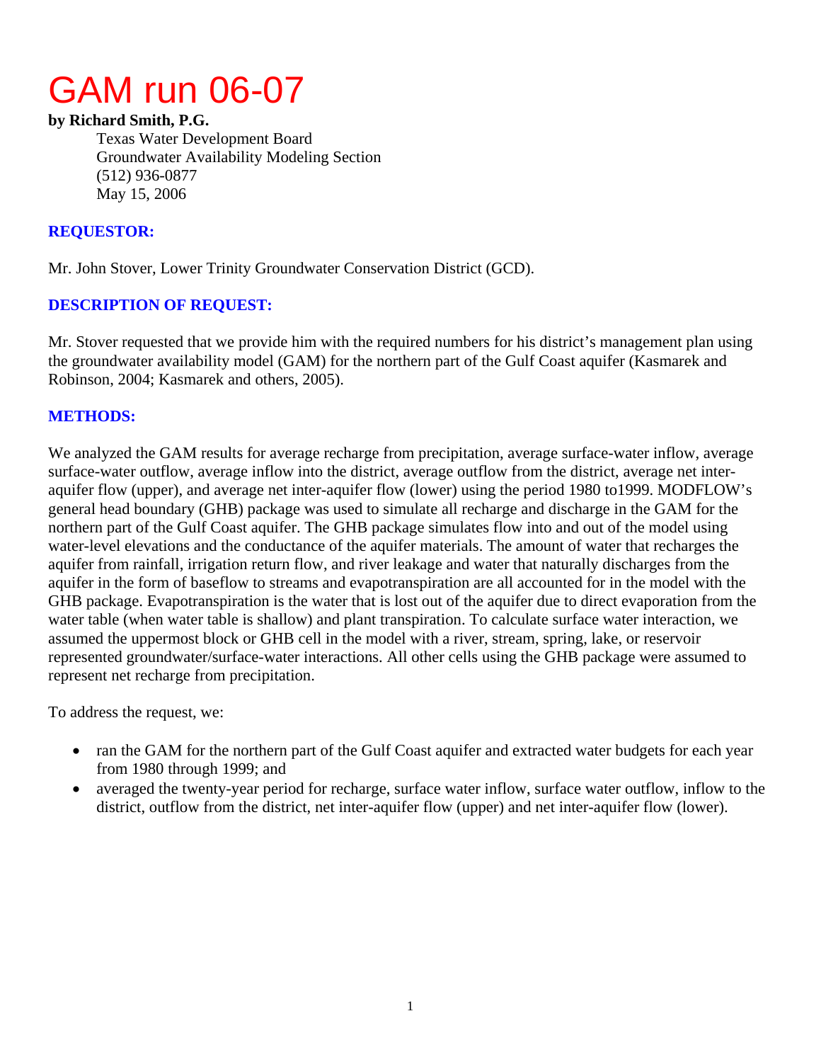# GAM run 06-07

**by Richard Smith, P.G.**

Texas Water Development Board
Groundwater Availability Modeling Section
(512) 936-0877
May 15, 2006

## REQUESTOR:

Mr. John Stover, Lower Trinity Groundwater Conservation District (GCD).

## DESCRIPTION OF REQUEST:

Mr. Stover requested that we provide him with the required numbers for his district's management plan using the groundwater availability model (GAM) for the northern part of the Gulf Coast aquifer (Kasmarek and Robinson, 2004; Kasmarek and others, 2005).

## METHODS:

We analyzed the GAM results for average recharge from precipitation, average surface-water inflow, average surface-water outflow, average inflow into the district, average outflow from the district, average net inter-aquifer flow (upper), and average net inter-aquifer flow (lower) using the period 1980 to1999. MODFLOW's general head boundary (GHB) package was used to simulate all recharge and discharge in the GAM for the northern part of the Gulf Coast aquifer. The GHB package simulates flow into and out of the model using water-level elevations and the conductance of the aquifer materials. The amount of water that recharges the aquifer from rainfall, irrigation return flow, and river leakage and water that naturally discharges from the aquifer in the form of baseflow to streams and evapotranspiration are all accounted for in the model with the GHB package. Evapotranspiration is the water that is lost out of the aquifer due to direct evaporation from the water table (when water table is shallow) and plant transpiration. To calculate surface water interaction, we assumed the uppermost block or GHB cell in the model with a river, stream, spring, lake, or reservoir represented groundwater/surface-water interactions. All other cells using the GHB package were assumed to represent net recharge from precipitation.

To address the request, we:

- ran the GAM for the northern part of the Gulf Coast aquifer and extracted water budgets for each year from 1980 through 1999; and
- averaged the twenty-year period for recharge, surface water inflow, surface water outflow, inflow to the district, outflow from the district, net inter-aquifer flow (upper) and net inter-aquifer flow (lower).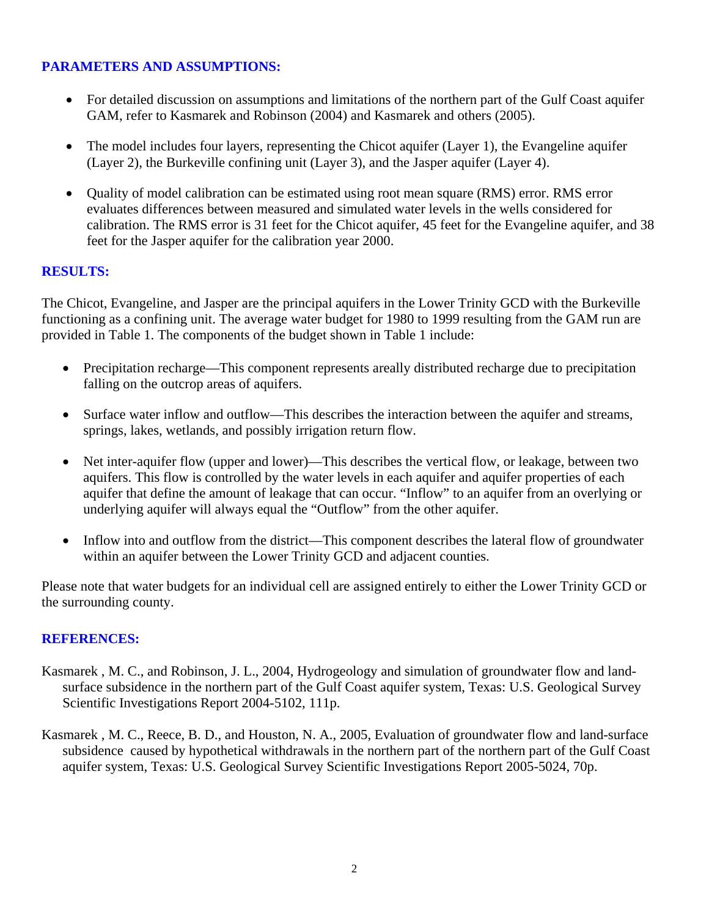## PARAMETERS AND ASSUMPTIONS:

- For detailed discussion on assumptions and limitations of the northern part of the Gulf Coast aquifer GAM, refer to Kasmarek and Robinson (2004) and Kasmarek and others (2005).
- The model includes four layers, representing the Chicot aquifer (Layer 1), the Evangeline aquifer (Layer 2), the Burkeville confining unit (Layer 3), and the Jasper aquifer (Layer 4).
- Quality of model calibration can be estimated using root mean square (RMS) error. RMS error evaluates differences between measured and simulated water levels in the wells considered for calibration. The RMS error is 31 feet for the Chicot aquifer, 45 feet for the Evangeline aquifer, and 38 feet for the Jasper aquifer for the calibration year 2000.

## RESULTS:

The Chicot, Evangeline, and Jasper are the principal aquifers in the Lower Trinity GCD with the Burkeville functioning as a confining unit. The average water budget for 1980 to 1999 resulting from the GAM run are provided in Table 1. The components of the budget shown in Table 1 include:

- Precipitation recharge—This component represents areally distributed recharge due to precipitation falling on the outcrop areas of aquifers.
- Surface water inflow and outflow—This describes the interaction between the aquifer and streams, springs, lakes, wetlands, and possibly irrigation return flow.
- Net inter-aquifer flow (upper and lower)—This describes the vertical flow, or leakage, between two aquifers. This flow is controlled by the water levels in each aquifer and aquifer properties of each aquifer that define the amount of leakage that can occur. "Inflow" to an aquifer from an overlying or underlying aquifer will always equal the "Outflow" from the other aquifer.
- Inflow into and outflow from the district—This component describes the lateral flow of groundwater within an aquifer between the Lower Trinity GCD and adjacent counties.

Please note that water budgets for an individual cell are assigned entirely to either the Lower Trinity GCD or the surrounding county.

## REFERENCES:

Kasmarek , M. C., and Robinson, J. L., 2004, Hydrogeology and simulation of groundwater flow and land-surface subsidence in the northern part of the Gulf Coast aquifer system, Texas: U.S. Geological Survey Scientific Investigations Report 2004-5102, 111p.

Kasmarek , M. C., Reece, B. D., and Houston, N. A., 2005, Evaluation of groundwater flow and land-surface subsidence caused by hypothetical withdrawals in the northern part of the northern part of the Gulf Coast aquifer system, Texas: U.S. Geological Survey Scientific Investigations Report 2005-5024, 70p.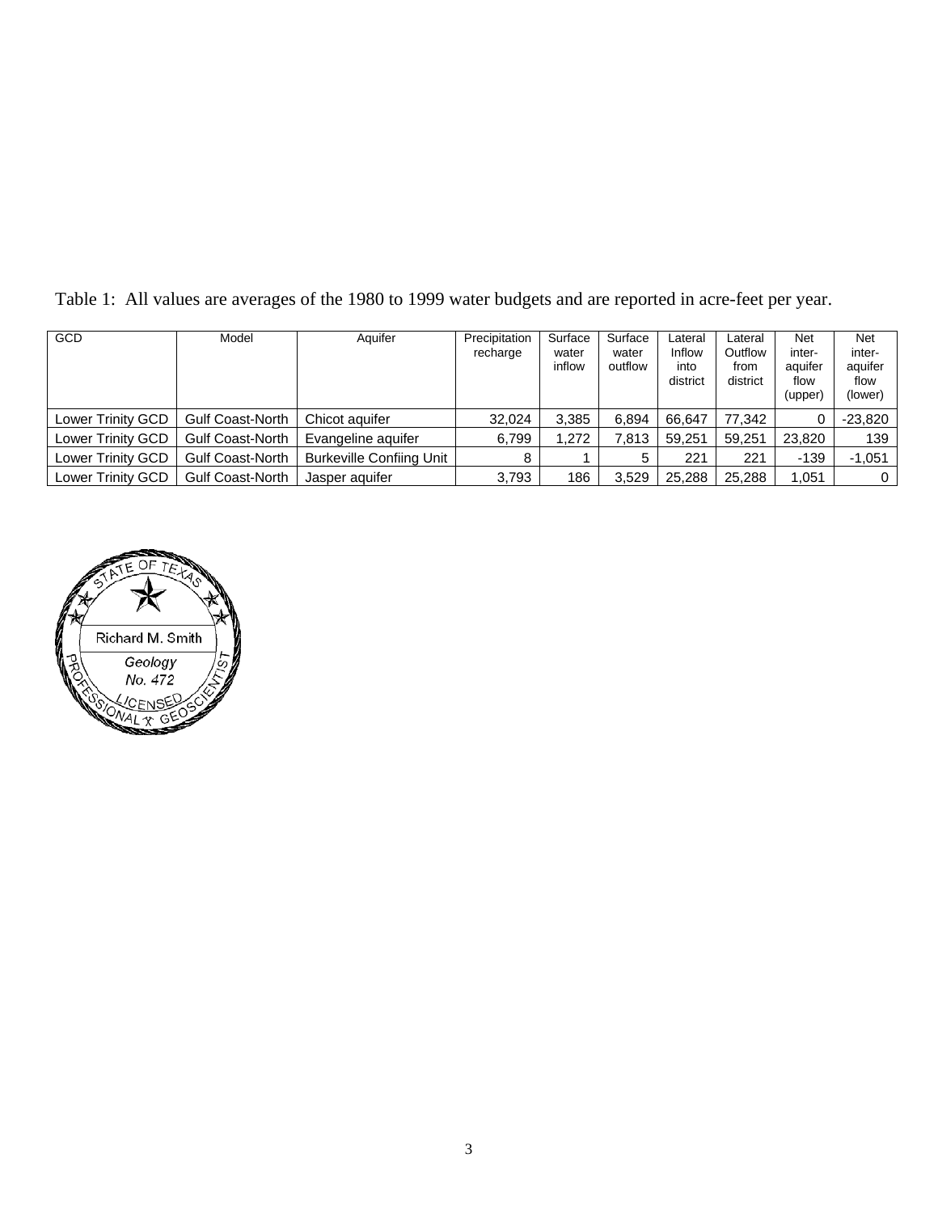Table 1: All values are averages of the 1980 to 1999 water budgets and are reported in acre-feet per year.

| GCD | Model | Aquifer | Precipitation recharge | Surface water inflow | Surface water outflow | Lateral Inflow into district | Lateral Outflow from district | Net inter-aquifer flow (upper) | Net inter-aquifer flow (lower) |
|---|---|---|---|---|---|---|---|---|---|
| Lower Trinity GCD | Gulf Coast-North | Chicot aquifer | 32,024 | 3,385 | 6,894 | 66,647 | 77,342 | 0 | -23,820 |
| Lower Trinity GCD | Gulf Coast-North | Evangeline aquifer | 6,799 | 1,272 | 7,813 | 59,251 | 59,251 | 23,820 | 139 |
| Lower Trinity GCD | Gulf Coast-North | Burkeville Confiing Unit | 8 | 1 | 5 | 221 | 221 | -139 | -1,051 |
| Lower Trinity GCD | Gulf Coast-North | Jasper aquifer | 3,793 | 186 | 3,529 | 25,288 | 25,288 | 1,051 | 0 |

STATE OF TEXAS
Richard M. Smith
Geology
No. 472
LICENSED
PROFESSIONAL GEOSCIENTIST